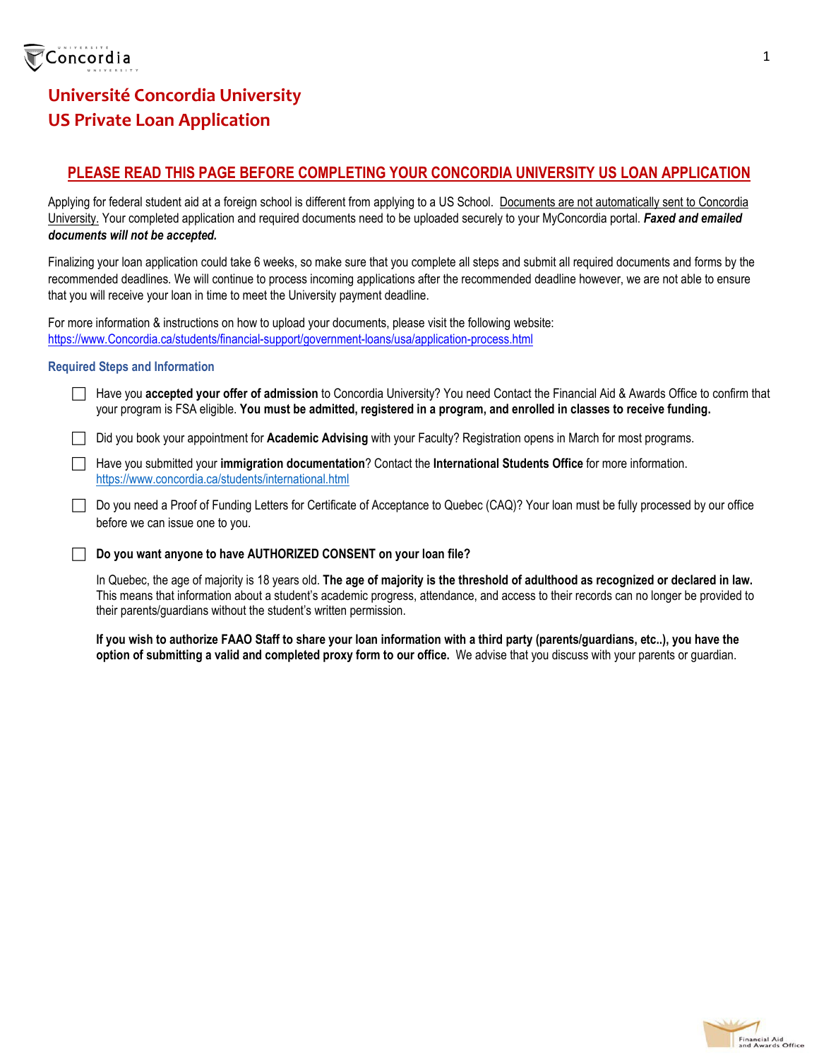# Université Concordia University
# US Private Loan Application

## PLEASE READ THIS PAGE BEFORE COMPLETING YOUR CONCORDIA UNIVERSITY US LOAN APPLICATION

Applying for federal student aid at a foreign school is different from applying to a US School. Documents are not automatically sent to Concordia University. Your completed application and required documents need to be uploaded securely to your MyConcordia portal. ***Faxed and emailed documents will not be accepted.***

Finalizing your loan application could take 6 weeks, so make sure that you complete all steps and submit all required documents and forms by the recommended deadlines. We will continue to process incoming applications after the recommended deadline however, we are not able to ensure that you will receive your loan in time to meet the University payment deadline.

For more information & instructions on how to upload your documents, please visit the following website:
https://www.Concordia.ca/students/financial-support/government-loans/usa/application-process.html

### Required Steps and Information

- ☐ Have you **accepted your offer of admission** to Concordia University? You need Contact the Financial Aid & Awards Office to confirm that your program is FSA eligible. **You must be admitted, registered in a program, and enrolled in classes to receive funding.**
- ☐ Did you book your appointment for **Academic Advising** with your Faculty? Registration opens in March for most programs.
- ☐ Have you submitted your **immigration documentation**? Contact the **International Students Office** for more information. https://www.concordia.ca/students/international.html
- ☐ Do you need a Proof of Funding Letters for Certificate of Acceptance to Quebec (CAQ)? Your loan must be fully processed by our office before we can issue one to you.
- ☐ **Do you want anyone to have AUTHORIZED CONSENT on your loan file?**

  In Quebec, the age of majority is 18 years old. **The age of majority is the threshold of adulthood as recognized or declared in law.** This means that information about a student's academic progress, attendance, and access to their records can no longer be provided to their parents/guardians without the student's written permission.

  **If you wish to authorize FAAO Staff to share your loan information with a third party (parents/guardians, etc..), you have the option of submitting a valid and completed proxy form to our office.** We advise that you discuss with your parents or guardian.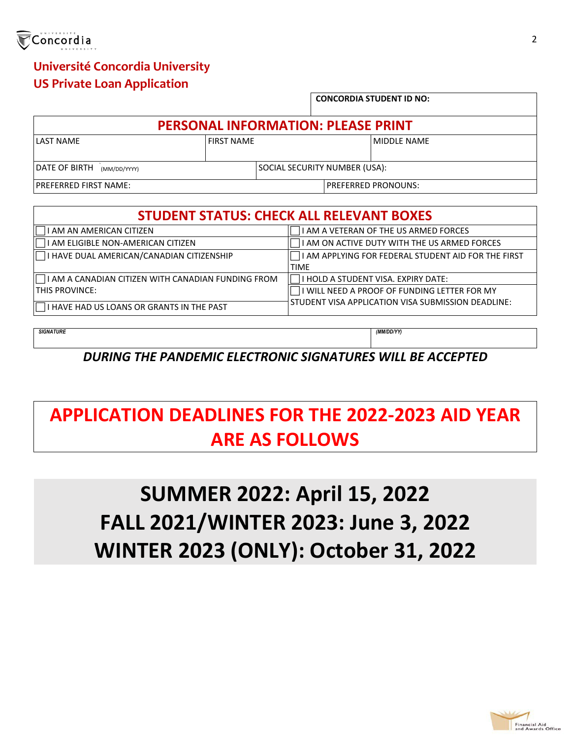# Université Concordia University
## US Private Loan Application

| CONCORDIA STUDENT ID NO: |
|---|

### PERSONAL INFORMATION: PLEASE PRINT

| LAST NAME | FIRST NAME | MIDDLE NAME |
|---|---|---|
| DATE OF BIRTH (MM/DD/YYYY) | SOCIAL SECURITY NUMBER (USA): | |
| PREFERRED FIRST NAME: | PREFERRED PRONOUNS: | |

### STUDENT STATUS: CHECK ALL RELEVANT BOXES

| | |
|---|---|
| ☐ I AM AN AMERICAN CITIZEN | ☐ I AM A VETERAN OF THE US ARMED FORCES |
| ☐ I AM ELIGIBLE NON-AMERICAN CITIZEN | ☐ I AM ON ACTIVE DUTY WITH THE US ARMED FORCES |
| ☐ I HAVE DUAL AMERICAN/CANADIAN CITIZENSHIP | ☐ I AM APPLYING FOR FEDERAL STUDENT AID FOR THE FIRST TIME |
| ☐ I AM A CANADIAN CITIZEN WITH CANADIAN FUNDING FROM THIS PROVINCE: | ☐ I HOLD A STUDENT VISA. EXPIRY DATE: |
| ☐ I HAVE HAD US LOANS OR GRANTS IN THE PAST | ☐ I WILL NEED A PROOF OF FUNDING LETTER FOR MY STUDENT VISA APPLICATION VISA SUBMISSION DEADLINE: |

| *SIGNATURE* | *(MM/DD/YY)* |
|---|---|

***DURING THE PANDEMIC ELECTRONIC SIGNATURES WILL BE ACCEPTED***

## APPLICATION DEADLINES FOR THE 2022-2023 AID YEAR ARE AS FOLLOWS

# SUMMER 2022: April 15, 2022
# FALL 2021/WINTER 2023: June 3, 2022
# WINTER 2023 (ONLY): October 31, 2022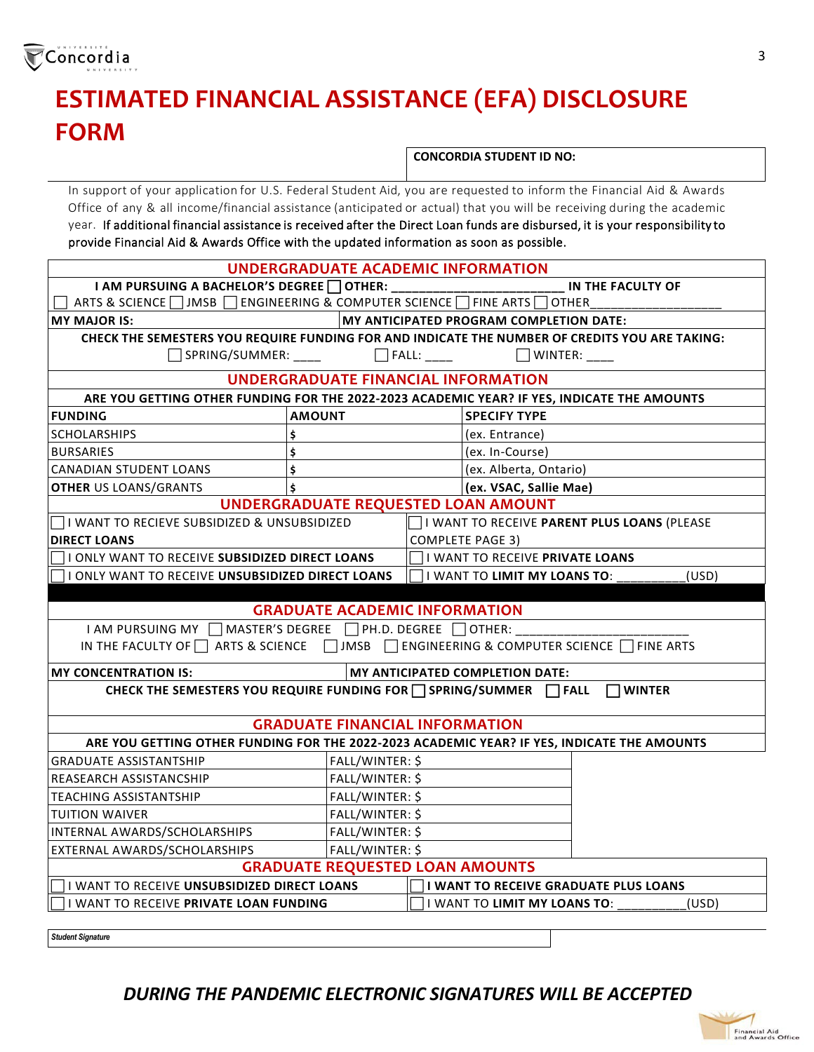# ESTIMATED FINANCIAL ASSISTANCE (EFA) DISCLOSURE FORM

| CONCORDIA STUDENT ID NO: |
|---|
| |

In support of your application for U.S. Federal Student Aid, you are requested to inform the Financial Aid & Awards Office of any & all income/financial assistance (anticipated or actual) that you will be receiving during the academic year. **If additional financial assistance is received after the Direct Loan funds are disbursed, it is your responsibility to provide Financial Aid & Awards Office with the updated information as soon as possible.**

## UNDERGRADUATE ACADEMIC INFORMATION

**I AM PURSUING A BACHELOR'S DEGREE** ☐ **OTHER: ________________________ IN THE FACULTY OF**
☐ ARTS & SCIENCE ☐ JMSB ☐ ENGINEERING & COMPUTER SCIENCE ☐ FINE ARTS ☐ OTHER__________________

| MY MAJOR IS: | MY ANTICIPATED PROGRAM COMPLETION DATE: |
|---|---|

**CHECK THE SEMESTERS YOU REQUIRE FUNDING FOR AND INDICATE THE NUMBER OF CREDITS YOU ARE TAKING:**
☐ SPRING/SUMMER: ____ ☐ FALL: ____ ☐ WINTER: ____

## UNDERGRADUATE FINANCIAL INFORMATION

**ARE YOU GETTING OTHER FUNDING FOR THE 2022-2023 ACADEMIC YEAR? IF YES, INDICATE THE AMOUNTS**

| FUNDING | AMOUNT | SPECIFY TYPE |
|---|---|---|
| SCHOLARSHIPS | $ | (ex. Entrance) |
| BURSARIES | $ | (ex. In-Course) |
| CANADIAN STUDENT LOANS | $ | (ex. Alberta, Ontario) |
| **OTHER US LOANS/GRANTS** | **$** | **(ex. VSAC, Sallie Mae)** |

## UNDERGRADUATE REQUESTED LOAN AMOUNT

| | |
|---|---|
| ☐ I WANT TO RECIEVE SUBSIDIZED & UNSUBSIDIZED **DIRECT LOANS** | ☐ I WANT TO RECEIVE **PARENT PLUS LOANS** (PLEASE COMPLETE PAGE 3) |
| ☐ I ONLY WANT TO RECEIVE **SUBSIDIZED DIRECT LOANS** | ☐ I WANT TO RECEIVE **PRIVATE LOANS** |
| ☐ I ONLY WANT TO RECEIVE **UNSUBSIDIZED DIRECT LOANS** | ☐ I WANT TO **LIMIT MY LOANS TO**: __________(USD) |

## GRADUATE ACADEMIC INFORMATION

I AM PURSUING MY ☐ MASTER'S DEGREE ☐ PH.D. DEGREE ☐ OTHER: ________________________
IN THE FACULTY OF ☐ ARTS & SCIENCE ☐ JMSB ☐ ENGINEERING & COMPUTER SCIENCE ☐ FINE ARTS

| MY CONCENTRATION IS: | MY ANTICIPATED COMPLETION DATE: |
|---|---|

**CHECK THE SEMESTERS YOU REQUIRE FUNDING FOR** ☐ **SPRING/SUMMER** ☐ **FALL** ☐ **WINTER**

## GRADUATE FINANCIAL INFORMATION

**ARE YOU GETTING OTHER FUNDING FOR THE 2022-2023 ACADEMIC YEAR? IF YES, INDICATE THE AMOUNTS**

| | |
|---|---|
| GRADUATE ASSISTANTSHIP | FALL/WINTER: $ |
| REASEARCH ASSISTANCSHIP | FALL/WINTER: $ |
| TEACHING ASSISTANTSHIP | FALL/WINTER: $ |
| TUITION WAIVER | FALL/WINTER: $ |
| INTERNAL AWARDS/SCHOLARSHIPS | FALL/WINTER: $ |
| EXTERNAL AWARDS/SCHOLARSHIPS | FALL/WINTER: $ |

## GRADUATE REQUESTED LOAN AMOUNTS

| | |
|---|---|
| ☐ I WANT TO RECEIVE **UNSUBSIDIZED DIRECT LOANS** | ☐ **I WANT TO RECEIVE GRADUATE PLUS LOANS** |
| ☐ I WANT TO RECEIVE **PRIVATE LOAN FUNDING** | ☐ I WANT TO **LIMIT MY LOANS TO**: __________(USD) |

***Student Signature***

***DURING THE PANDEMIC ELECTRONIC SIGNATURES WILL BE ACCEPTED***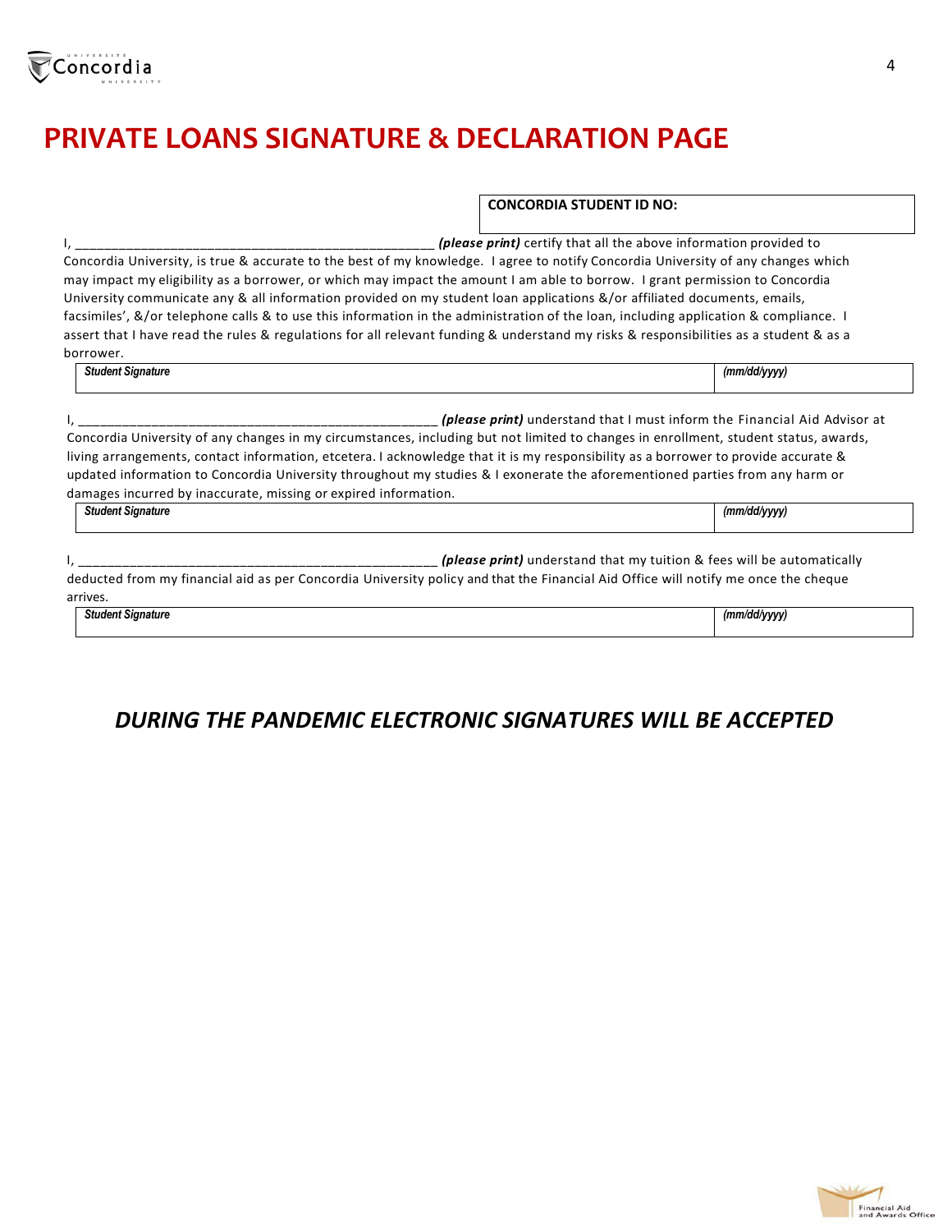# PRIVATE LOANS SIGNATURE & DECLARATION PAGE

| CONCORDIA STUDENT ID NO: |
|---|
| |

I, __________________________________________________ ***(please print)*** certify that all the above information provided to Concordia University, is true & accurate to the best of my knowledge. I agree to notify Concordia University of any changes which may impact my eligibility as a borrower, or which may impact the amount I am able to borrow. I grant permission to Concordia University communicate any & all information provided on my student loan applications &/or affiliated documents, emails, facsimiles', &/or telephone calls & to use this information in the administration of the loan, including application & compliance. I assert that I have read the rules & regulations for all relevant funding & understand my risks & responsibilities as a student & as a borrower.

| ***Student Signature*** | ***(mm/dd/yyyy)*** |
|---|---|
| | |

I, __________________________________________________ ***(please print)*** understand that I must inform the Financial Aid Advisor at Concordia University of any changes in my circumstances, including but not limited to changes in enrollment, student status, awards, living arrangements, contact information, etcetera. I acknowledge that it is my responsibility as a borrower to provide accurate & updated information to Concordia University throughout my studies & I exonerate the aforementioned parties from any harm or damages incurred by inaccurate, missing or expired information.

| ***Student Signature*** | ***(mm/dd/yyyy)*** |
|---|---|
| | |

I, __________________________________________________ ***(please print)*** understand that my tuition & fees will be automatically deducted from my financial aid as per Concordia University policy and that the Financial Aid Office will notify me once the cheque arrives.

| ***Student Signature*** | ***(mm/dd/yyyy)*** |
|---|---|
| | |

***DURING THE PANDEMIC ELECTRONIC SIGNATURES WILL BE ACCEPTED***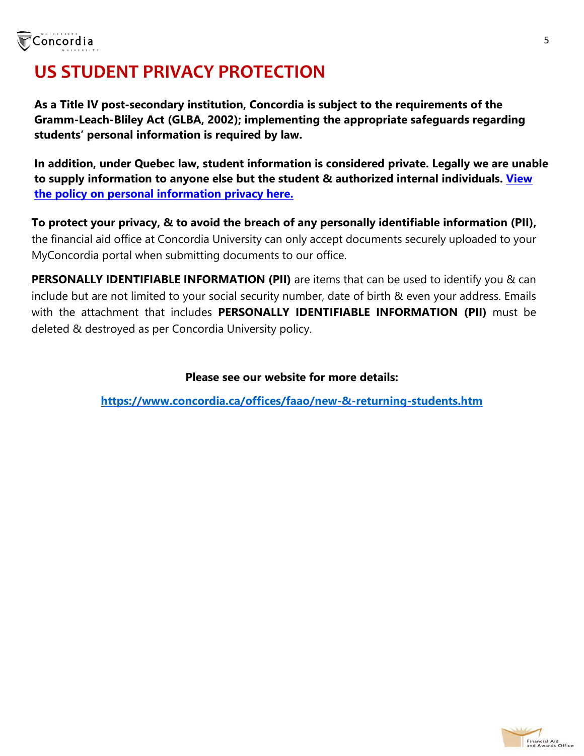# US STUDENT PRIVACY PROTECTION

**As a Title IV post-secondary institution, Concordia is subject to the requirements of the Gramm-Leach-Bliley Act (GLBA, 2002); implementing the appropriate safeguards regarding students' personal information is required by law.**

**In addition, under Quebec law, student information is considered private. Legally we are unable to supply information to anyone else but the student & authorized internal individuals. [View the policy on personal information privacy here.]()**

**To protect your privacy, & to avoid the breach of any personally identifiable information (PII),** the financial aid office at Concordia University can only accept documents securely uploaded to your MyConcordia portal when submitting documents to our office.

**PERSONALLY IDENTIFIABLE INFORMATION (PII)** are items that can be used to identify you & can include but are not limited to your social security number, date of birth & even your address. Emails with the attachment that includes **PERSONALLY IDENTIFIABLE INFORMATION (PII)** must be deleted & destroyed as per Concordia University policy.

**Please see our website for more details:**

**https://www.concordia.ca/offices/faao/new-&-returning-students.htm**